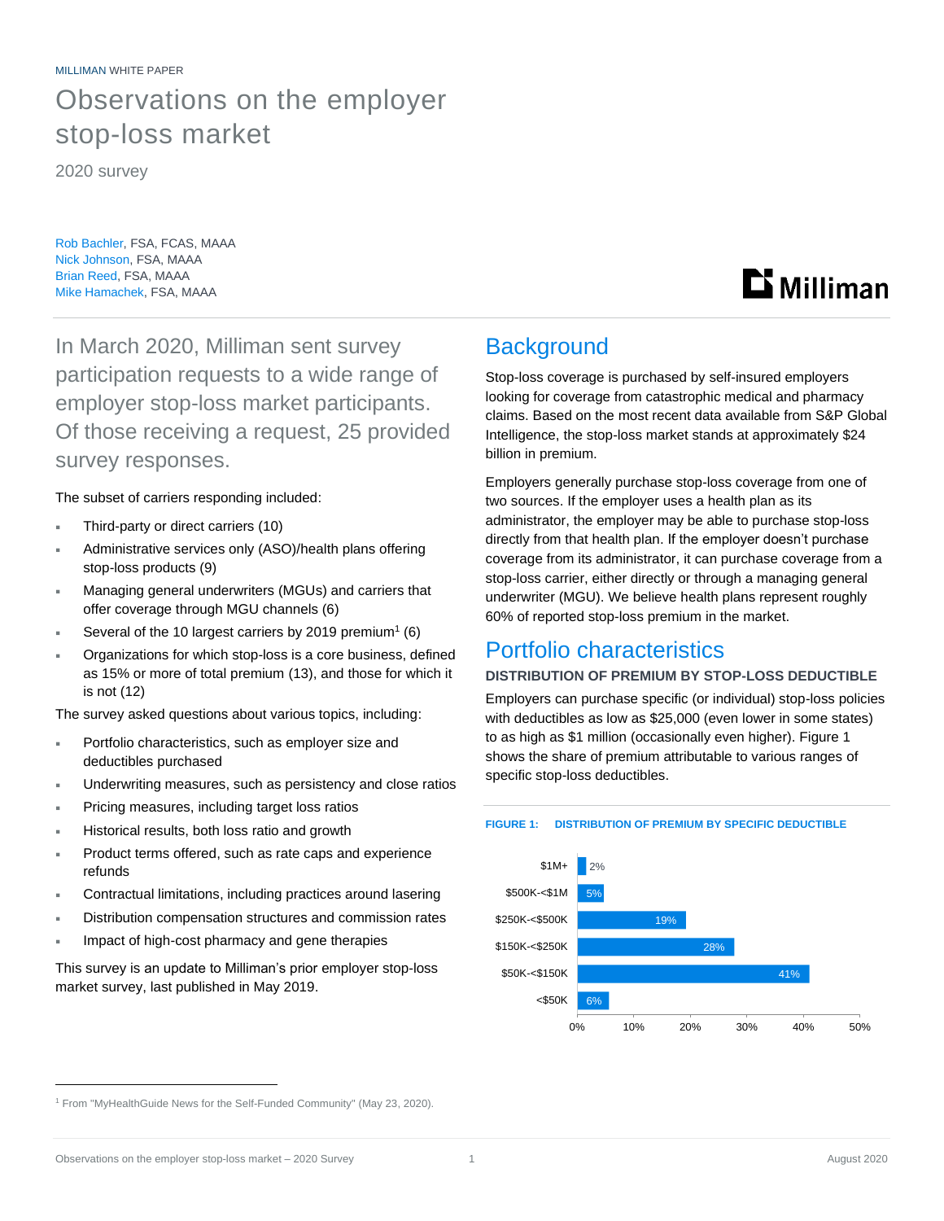MILLIMAN WHITE PAPER

# Observations on the employer stop-loss market

2020 survey

Rob Bachler, FSA, FCAS, MAAA
Nick Johnson, FSA, MAAA
Brian Reed, FSA, MAAA
Mike Hamachek, FSA, MAAA

In March 2020, Milliman sent survey participation requests to a wide range of employer stop-loss market participants. Of those receiving a request, 25 provided survey responses.

The subset of carriers responding included:

- Third-party or direct carriers (10)
- Administrative services only (ASO)/health plans offering stop-loss products (9)
- Managing general underwriters (MGUs) and carriers that offer coverage through MGU channels (6)
- Several of the 10 largest carriers by 2019 premium[1] (6)
- Organizations for which stop-loss is a core business, defined as 15% or more of total premium (13), and those for which it is not (12)

The survey asked questions about various topics, including:

- Portfolio characteristics, such as employer size and deductibles purchased
- Underwriting measures, such as persistency and close ratios
- Pricing measures, including target loss ratios
- Historical results, both loss ratio and growth
- Product terms offered, such as rate caps and experience refunds
- Contractual limitations, including practices around lasering
- Distribution compensation structures and commission rates
- Impact of high-cost pharmacy and gene therapies

This survey is an update to Milliman's prior employer stop-loss market survey, last published in May 2019.

## Background

Stop-loss coverage is purchased by self-insured employers looking for coverage from catastrophic medical and pharmacy claims. Based on the most recent data available from S&P Global Intelligence, the stop-loss market stands at approximately $24 billion in premium.

Employers generally purchase stop-loss coverage from one of two sources. If the employer uses a health plan as its administrator, the employer may be able to purchase stop-loss directly from that health plan. If the employer doesn't purchase coverage from its administrator, it can purchase coverage from a stop-loss carrier, either directly or through a managing general underwriter (MGU). We believe health plans represent roughly 60% of reported stop-loss premium in the market.

## Portfolio characteristics

### DISTRIBUTION OF PREMIUM BY STOP-LOSS DEDUCTIBLE

Employers can purchase specific (or individual) stop-loss policies with deductibles as low as $25,000 (even lower in some states) to as high as $1 million (occasionally even higher). Figure 1 shows the share of premium attributable to various ranges of specific stop-loss deductibles.

FIGURE 1: DISTRIBUTION OF PREMIUM BY SPECIFIC DEDUCTIBLE

| Specific deductible | Share of premium |
|---|---|
| $1M+ | 2% |
| $500K-<$1M | 5% |
| $250K-<$500K | 19% |
| $150K-<$250K | 28% |
| $50K-<$150K | 41% |
| <$50K | 6% |

[1] From "MyHealthGuide News for the Self-Funded Community" (May 23, 2020).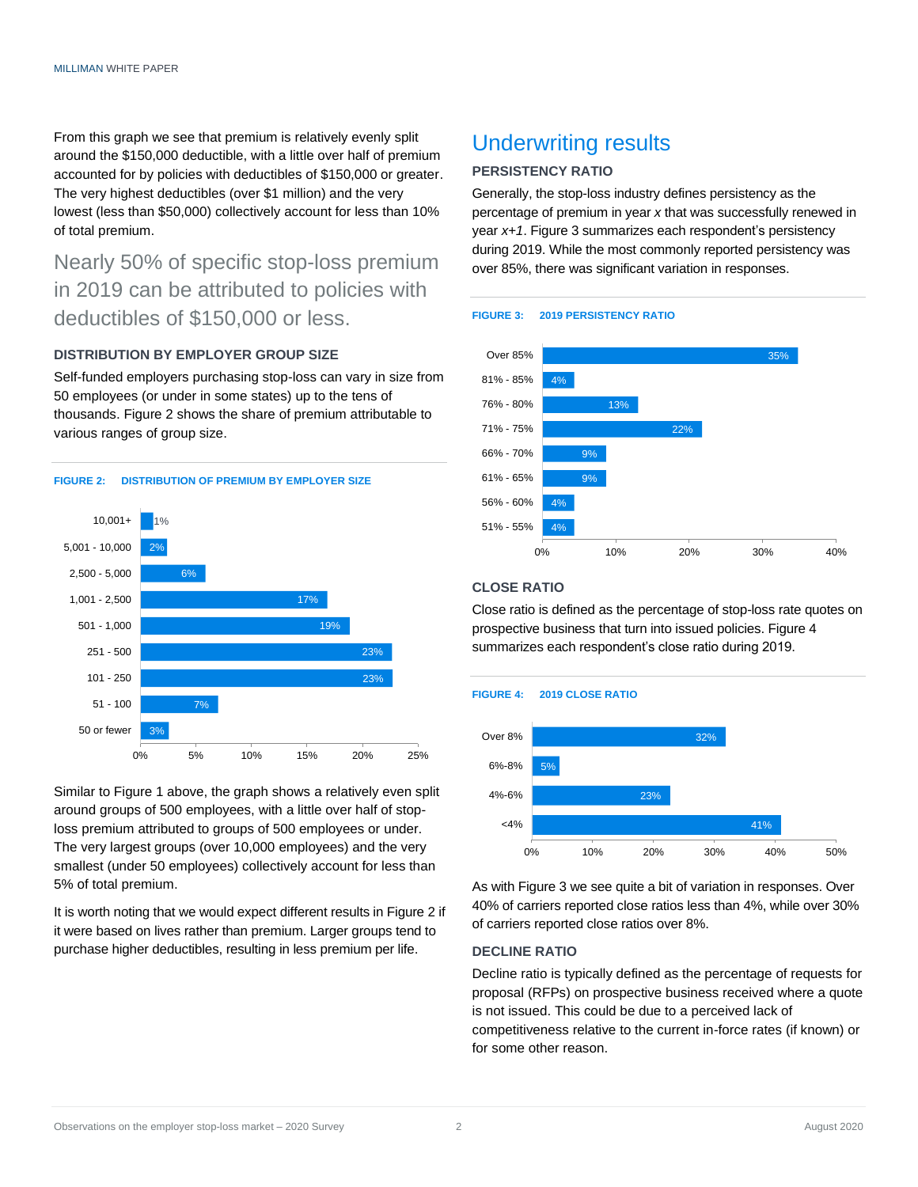From this graph we see that premium is relatively evenly split around the $150,000 deductible, with a little over half of premium accounted for by policies with deductibles of $150,000 or greater. The very highest deductibles (over $1 million) and the very lowest (less than $50,000) collectively account for less than 10% of total premium.

> Nearly 50% of specific stop-loss premium in 2019 can be attributed to policies with deductibles of $150,000 or less.

### DISTRIBUTION BY EMPLOYER GROUP SIZE

Self-funded employers purchasing stop-loss can vary in size from 50 employees (or under in some states) up to the tens of thousands. Figure 2 shows the share of premium attributable to various ranges of group size.

**FIGURE 2: DISTRIBUTION OF PREMIUM BY EMPLOYER SIZE**

| Employer size | Share of premium |
|---|---|
| 10,001+ | 1% |
| 5,001 - 10,000 | 2% |
| 2,500 - 5,000 | 6% |
| 1,001 - 2,500 | 17% |
| 501 - 1,000 | 19% |
| 251 - 500 | 23% |
| 101 - 250 | 23% |
| 51 - 100 | 7% |
| 50 or fewer | 3% |

Similar to Figure 1 above, the graph shows a relatively even split around groups of 500 employees, with a little over half of stop-loss premium attributed to groups of 500 employees or under. The very largest groups (over 10,000 employees) and the very smallest (under 50 employees) collectively account for less than 5% of total premium.

It is worth noting that we would expect different results in Figure 2 if it were based on lives rather than premium. Larger groups tend to purchase higher deductibles, resulting in less premium per life.

## Underwriting results

### PERSISTENCY RATIO

Generally, the stop-loss industry defines persistency as the percentage of premium in year *x* that was successfully renewed in year *x+1*. Figure 3 summarizes each respondent's persistency during 2019. While the most commonly reported persistency was over 85%, there was significant variation in responses.

**FIGURE 3: 2019 PERSISTENCY RATIO**

| Persistency ratio | Share of respondents |
|---|---|
| Over 85% | 35% |
| 81% - 85% | 4% |
| 76% - 80% | 13% |
| 71% - 75% | 22% |
| 66% - 70% | 9% |
| 61% - 65% | 9% |
| 56% - 60% | 4% |
| 51% - 55% | 4% |

### CLOSE RATIO

Close ratio is defined as the percentage of stop-loss rate quotes on prospective business that turn into issued policies. Figure 4 summarizes each respondent's close ratio during 2019.

**FIGURE 4: 2019 CLOSE RATIO**

| Close ratio | Share of respondents |
|---|---|
| Over 8% | 32% |
| 6%-8% | 5% |
| 4%-6% | 23% |
| <4% | 41% |

As with Figure 3 we see quite a bit of variation in responses. Over 40% of carriers reported close ratios less than 4%, while over 30% of carriers reported close ratios over 8%.

### DECLINE RATIO

Decline ratio is typically defined as the percentage of requests for proposal (RFPs) on prospective business received where a quote is not issued. This could be due to a perceived lack of competitiveness relative to the current in-force rates (if known) or for some other reason.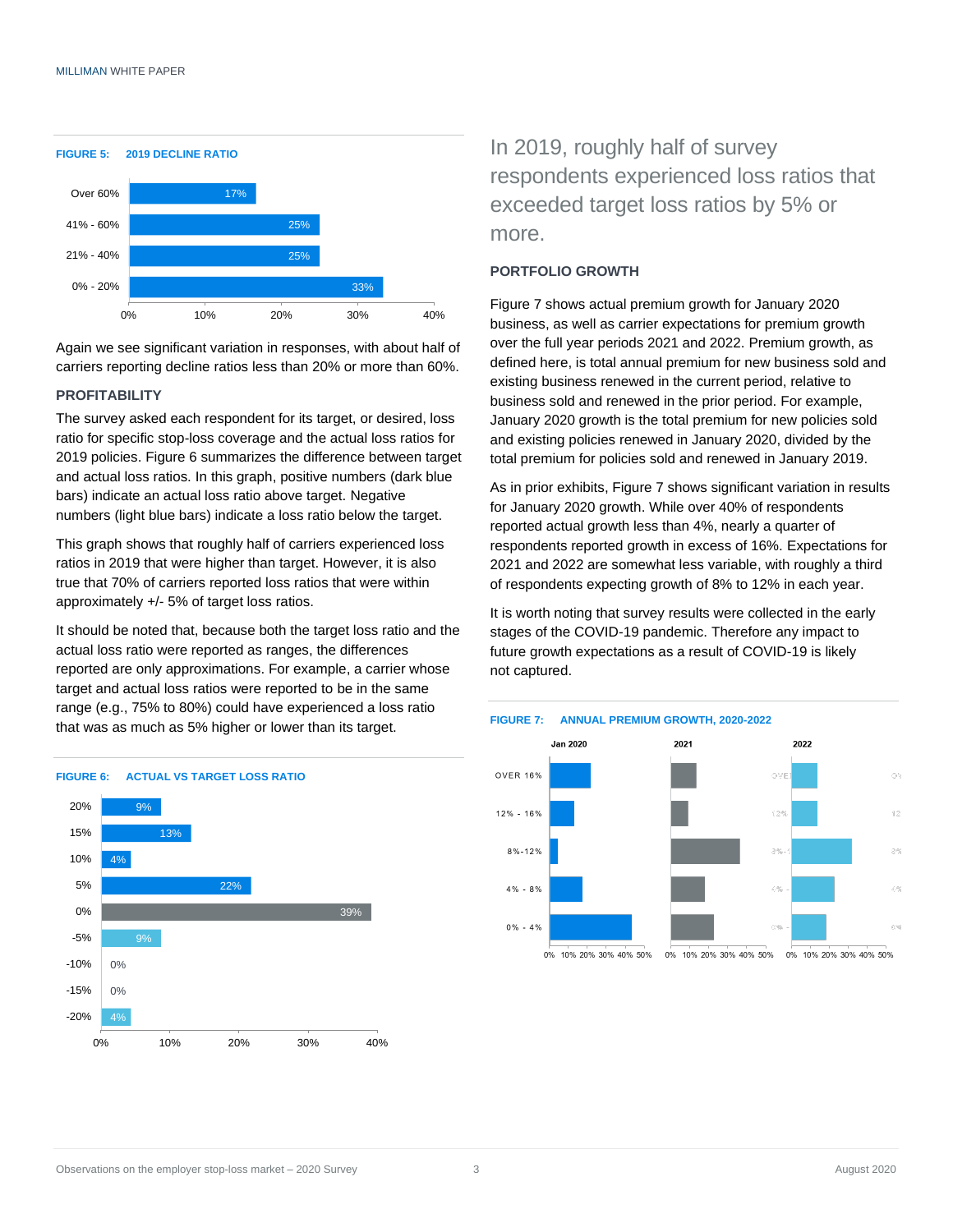**FIGURE 5: 2019 DECLINE RATIO**

| Decline ratio | Percent |
|---|---|
| Over 60% | 17% |
| 41% - 60% | 25% |
| 21% - 40% | 25% |
| 0% - 20% | 33% |

Again we see significant variation in responses, with about half of carriers reporting decline ratios less than 20% or more than 60%.

### PROFITABILITY

The survey asked each respondent for its target, or desired, loss ratio for specific stop-loss coverage and the actual loss ratios for 2019 policies. Figure 6 summarizes the difference between target and actual loss ratios. In this graph, positive numbers (dark blue bars) indicate an actual loss ratio above target. Negative numbers (light blue bars) indicate a loss ratio below the target.

This graph shows that roughly half of carriers experienced loss ratios in 2019 that were higher than target. However, it is also true that 70% of carriers reported loss ratios that were within approximately +/- 5% of target loss ratios.

It should be noted that, because both the target loss ratio and the actual loss ratio were reported as ranges, the differences reported are only approximations. For example, a carrier whose target and actual loss ratios were reported to be in the same range (e.g., 75% to 80%) could have experienced a loss ratio that was as much as 5% higher or lower than its target.

**FIGURE 6: ACTUAL VS TARGET LOSS RATIO**

| Difference | Percent |
|---|---|
| 20% | 9% |
| 15% | 13% |
| 10% | 4% |
| 5% | 22% |
| 0% | 39% |
| -5% | 9% |
| -10% | 0% |
| -15% | 0% |
| -20% | 4% |

In 2019, roughly half of survey respondents experienced loss ratios that exceeded target loss ratios by 5% or more.

### PORTFOLIO GROWTH

Figure 7 shows actual premium growth for January 2020 business, as well as carrier expectations for premium growth over the full year periods 2021 and 2022. Premium growth, as defined here, is total annual premium for new business sold and existing business renewed in the current period, relative to business sold and renewed in the prior period. For example, January 2020 growth is the total premium for new policies sold and existing policies renewed in January 2020, divided by the total premium for policies sold and renewed in January 2019.

As in prior exhibits, Figure 7 shows significant variation in results for January 2020 growth. While over 40% of respondents reported actual growth less than 4%, nearly a quarter of respondents reported growth in excess of 16%. Expectations for 2021 and 2022 are somewhat less variable, with roughly a third of respondents expecting growth of 8% to 12% in each year.

It is worth noting that survey results were collected in the early stages of the COVID-19 pandemic. Therefore any impact to future growth expectations as a result of COVID-19 is likely not captured.

**FIGURE 7: ANNUAL PREMIUM GROWTH, 2020-2022**

(Bar charts for Jan 2020, 2021, and 2022 showing distribution across growth categories: OVER 16%, 12% - 16%, 8%-12%, 4% - 8%, 0% - 4%; x-axis 0% to 50%.)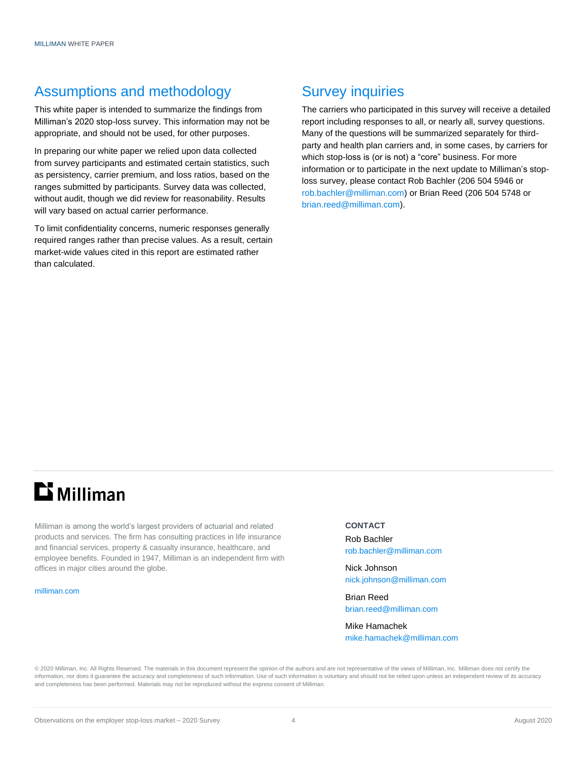## Assumptions and methodology

This white paper is intended to summarize the findings from Milliman's 2020 stop-loss survey. This information may not be appropriate, and should not be used, for other purposes.

In preparing our white paper we relied upon data collected from survey participants and estimated certain statistics, such as persistency, carrier premium, and loss ratios, based on the ranges submitted by participants. Survey data was collected, without audit, though we did review for reasonability. Results will vary based on actual carrier performance.

To limit confidentiality concerns, numeric responses generally required ranges rather than precise values. As a result, certain market-wide values cited in this report are estimated rather than calculated.

## Survey inquiries

The carriers who participated in this survey will receive a detailed report including responses to all, or nearly all, survey questions. Many of the questions will be summarized separately for third-party and health plan carriers and, in some cases, by carriers for which stop-loss is (or is not) a "core" business. For more information or to participate in the next update to Milliman's stop-loss survey, please contact Rob Bachler (206 504 5946 or rob.bachler@milliman.com) or Brian Reed (206 504 5748 or brian.reed@milliman.com).

**Milliman**

Milliman is among the world's largest providers of actuarial and related products and services. The firm has consulting practices in life insurance and financial services, property & casualty insurance, healthcare, and employee benefits. Founded in 1947, Milliman is an independent firm with offices in major cities around the globe.

milliman.com

**CONTACT**

Rob Bachler
rob.bachler@milliman.com

Nick Johnson
nick.johnson@milliman.com

Brian Reed
brian.reed@milliman.com

Mike Hamachek
mike.hamachek@milliman.com

© 2020 Milliman, Inc. All Rights Reserved. The materials in this document represent the opinion of the authors and are not representative of the views of Milliman, Inc. Milliman does not certify the information, nor does it guarantee the accuracy and completeness of such information. Use of such information is voluntary and should not be relied upon unless an independent review of its accuracy and completeness has been performed. Materials may not be reproduced without the express consent of Milliman.